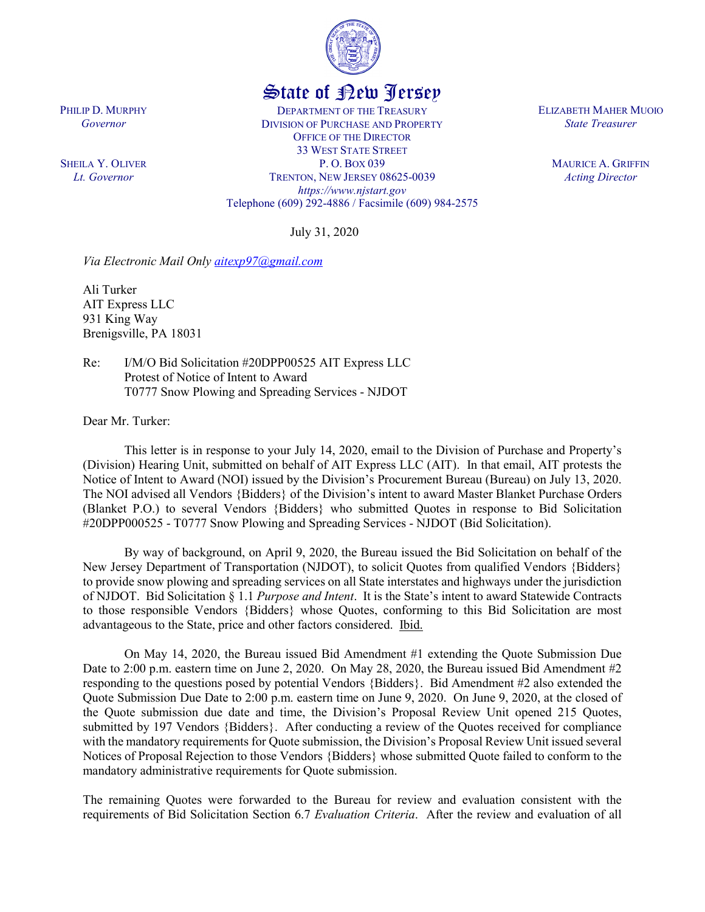State of New Jersey

PHILIP D. MURPHY
*Governor*

SHEILA Y. OLIVER
*Lt. Governor*

DEPARTMENT OF THE TREASURY
DIVISION OF PURCHASE AND PROPERTY
OFFICE OF THE DIRECTOR
33 WEST STATE STREET
P. O. BOX 039
TRENTON, NEW JERSEY 08625-0039
*https://www.njstart.gov*
Telephone (609) 292-4886 / Facsimile (609) 984-2575

ELIZABETH MAHER MUOIO
*State Treasurer*

MAURICE A. GRIFFIN
*Acting Director*

July 31, 2020

*Via Electronic Mail Only aitexp97@gmail.com*

Ali Turker
AIT Express LLC
931 King Way
Brenigsville, PA 18031

Re: I/M/O Bid Solicitation #20DPP00525 AIT Express LLC
Protest of Notice of Intent to Award
T0777 Snow Plowing and Spreading Services - NJDOT

Dear Mr. Turker:

This letter is in response to your July 14, 2020, email to the Division of Purchase and Property's (Division) Hearing Unit, submitted on behalf of AIT Express LLC (AIT). In that email, AIT protests the Notice of Intent to Award (NOI) issued by the Division's Procurement Bureau (Bureau) on July 13, 2020. The NOI advised all Vendors {Bidders} of the Division's intent to award Master Blanket Purchase Orders (Blanket P.O.) to several Vendors {Bidders} who submitted Quotes in response to Bid Solicitation #20DPP000525 - T0777 Snow Plowing and Spreading Services - NJDOT (Bid Solicitation).

By way of background, on April 9, 2020, the Bureau issued the Bid Solicitation on behalf of the New Jersey Department of Transportation (NJDOT), to solicit Quotes from qualified Vendors {Bidders} to provide snow plowing and spreading services on all State interstates and highways under the jurisdiction of NJDOT. Bid Solicitation § 1.1 *Purpose and Intent*. It is the State's intent to award Statewide Contracts to those responsible Vendors {Bidders} whose Quotes, conforming to this Bid Solicitation are most advantageous to the State, price and other factors considered. Ibid.

On May 14, 2020, the Bureau issued Bid Amendment #1 extending the Quote Submission Due Date to 2:00 p.m. eastern time on June 2, 2020. On May 28, 2020, the Bureau issued Bid Amendment #2 responding to the questions posed by potential Vendors {Bidders}. Bid Amendment #2 also extended the Quote Submission Due Date to 2:00 p.m. eastern time on June 9, 2020. On June 9, 2020, at the closed of the Quote submission due date and time, the Division's Proposal Review Unit opened 215 Quotes, submitted by 197 Vendors {Bidders}. After conducting a review of the Quotes received for compliance with the mandatory requirements for Quote submission, the Division's Proposal Review Unit issued several Notices of Proposal Rejection to those Vendors {Bidders} whose submitted Quote failed to conform to the mandatory administrative requirements for Quote submission.

The remaining Quotes were forwarded to the Bureau for review and evaluation consistent with the requirements of Bid Solicitation Section 6.7 *Evaluation Criteria*. After the review and evaluation of all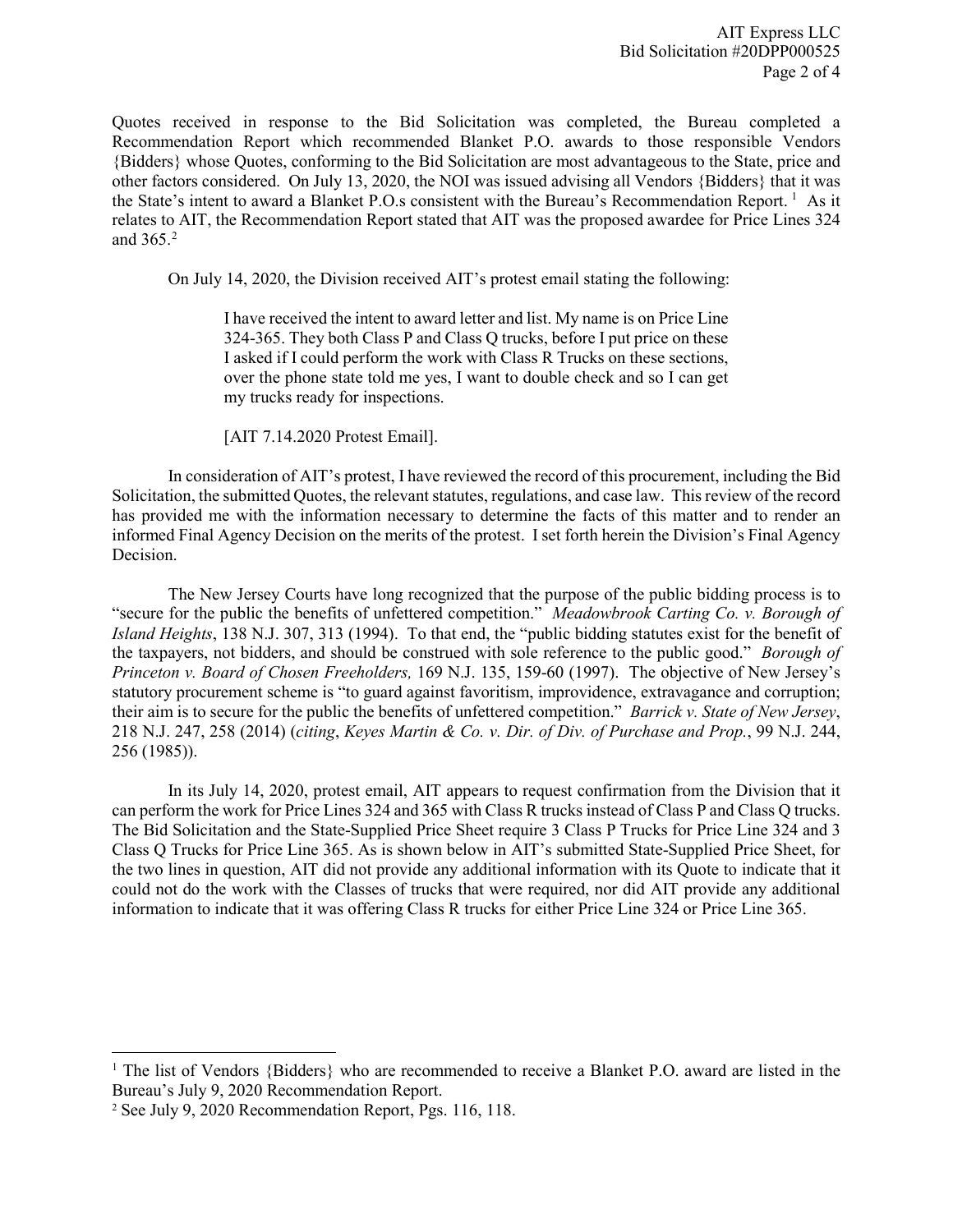Quotes received in response to the Bid Solicitation was completed, the Bureau completed a Recommendation Report which recommended Blanket P.O. awards to those responsible Vendors {Bidders} whose Quotes, conforming to the Bid Solicitation are most advantageous to the State, price and other factors considered. On July 13, 2020, the NOI was issued advising all Vendors {Bidders} that it was the State's intent to award a Blanket P.O.s consistent with the Bureau's Recommendation Report. [1] As it relates to AIT, the Recommendation Report stated that AIT was the proposed awardee for Price Lines 324 and 365.[2]

On July 14, 2020, the Division received AIT's protest email stating the following:

> I have received the intent to award letter and list. My name is on Price Line 324-365. They both Class P and Class Q trucks, before I put price on these I asked if I could perform the work with Class R Trucks on these sections, over the phone state told me yes, I want to double check and so I can get my trucks ready for inspections.
>
> [AIT 7.14.2020 Protest Email].

In consideration of AIT's protest, I have reviewed the record of this procurement, including the Bid Solicitation, the submitted Quotes, the relevant statutes, regulations, and case law. This review of the record has provided me with the information necessary to determine the facts of this matter and to render an informed Final Agency Decision on the merits of the protest. I set forth herein the Division's Final Agency Decision.

The New Jersey Courts have long recognized that the purpose of the public bidding process is to "secure for the public the benefits of unfettered competition." *Meadowbrook Carting Co. v. Borough of Island Heights*, 138 N.J. 307, 313 (1994). To that end, the "public bidding statutes exist for the benefit of the taxpayers, not bidders, and should be construed with sole reference to the public good." *Borough of Princeton v. Board of Chosen Freeholders,* 169 N.J. 135, 159-60 (1997). The objective of New Jersey's statutory procurement scheme is "to guard against favoritism, improvidence, extravagance and corruption; their aim is to secure for the public the benefits of unfettered competition." *Barrick v. State of New Jersey*, 218 N.J. 247, 258 (2014) (*citing*, *Keyes Martin & Co. v. Dir. of Div. of Purchase and Prop.*, 99 N.J. 244, 256 (1985)).

In its July 14, 2020, protest email, AIT appears to request confirmation from the Division that it can perform the work for Price Lines 324 and 365 with Class R trucks instead of Class P and Class Q trucks. The Bid Solicitation and the State-Supplied Price Sheet require 3 Class P Trucks for Price Line 324 and 3 Class Q Trucks for Price Line 365. As is shown below in AIT's submitted State-Supplied Price Sheet, for the two lines in question, AIT did not provide any additional information with its Quote to indicate that it could not do the work with the Classes of trucks that were required, nor did AIT provide any additional information to indicate that it was offering Class R trucks for either Price Line 324 or Price Line 365.

---

[1] The list of Vendors {Bidders} who are recommended to receive a Blanket P.O. award are listed in the Bureau's July 9, 2020 Recommendation Report.

[2] See July 9, 2020 Recommendation Report, Pgs. 116, 118.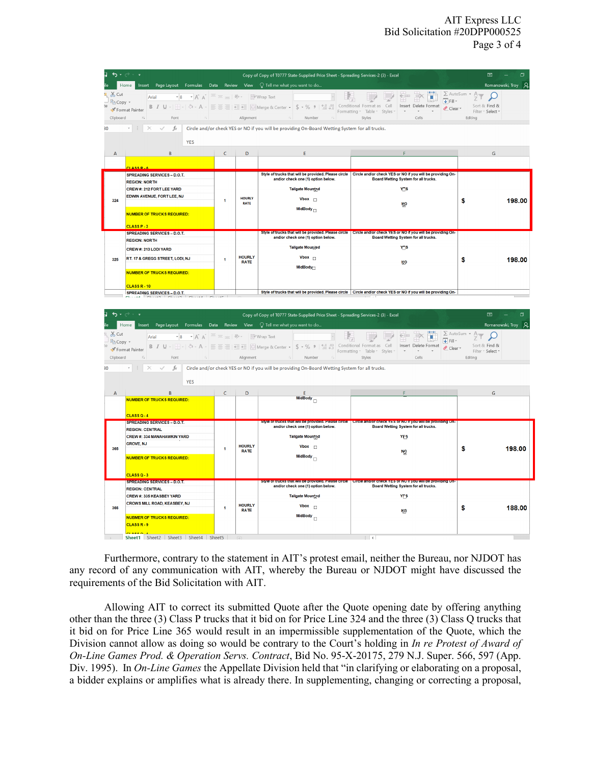| A | B | C | D | E | F | G |
|---|---|---|---|---|---|---|
| | CLASS R - 6 | | | | | |
| 324 | SPREADING SERVICES – D.O.T.<br>REGION: NORTH<br>CREW #: 212 FORT LEE YARD<br>EDWIN AVENUE, FORT LEE, NJ<br>NUMBER OF TRUCKS REQUIRED: | 1 | HOURLY RATE | Style of trucks that will be provided. Please circle and/or check one (1) option below.<br>Tailgate Mounted<br>Vbox<br>MidBody | Circle and/or check YES or NO if you will be providing On-Board Wetting System for all trucks.<br>YES<br>NO | $ 198.00 |
| | CLASS P - 3 | | | | | |
| 325 | SPREADING SERVICES – D.O.T.<br>REGION: NORTH<br>CREW #: 213 LODI YARD<br>RT. 17 & GREGG STREET, LODI, NJ<br>NUMBER OF TRUCKS REQUIRED: | 1 | HOURLY RATE | Style of trucks that will be provided. Please circle and/or check one (1) option below.<br>Tailgate Mounted<br>Vbox<br>MidBody | Circle and/or check YES or NO if you will be providing On-Board Wetting System for all trucks.<br>YES<br>NO | $ 198.00 |
| | CLASS R - 10 | | | | | |

| A | B | C | D | E | F | G |
|---|---|---|---|---|---|---|
| | NUMBER OF TRUCKS REQUIRED:<br>CLASS Q - 4 | | | MidBody | | |
| 365 | SPREADING SERVICES – D.O.T.<br>REGION: CENTRAL<br>CREW #: 334 MANAHAWKIN YARD<br>GROVE, NJ<br>NUMBER OF TRUCKS REQUIRED: | 1 | HOURLY RATE | Style of trucks that will be provided. Please circle and/or check one (1) option below.<br>Tailgate Mounted<br>Vbox<br>MidBody | Circle and/or check YES or NO if you will be providing On-Board Wetting System for all trucks.<br>YES<br>NO | $ 198.00 |
| | CLASS Q - 3 | | | | | |
| 366 | SPREADING SERVICES – D.O.T.<br>REGION: CENTRAL<br>CREW #: 335 KEASBEY YARD<br>CROWS MILL ROAD, KEASBEY, NJ<br>NUMBER OF TRUCKS REQUIRED: | 1 | HOURLY RATE | Style of trucks that will be provided. Please circle and/or check one (1) option below.<br>Tailgate Mounted<br>Vbox<br>MidBody | Circle and/or check YES or NO if you will be providing On-Board Wetting System for all trucks.<br>YES<br>NO | $ 188.00 |
| | CLASS R - 9 | | | | | |

Furthermore, contrary to the statement in AIT's protest email, neither the Bureau, nor NJDOT has any record of any communication with AIT, whereby the Bureau or NJDOT might have discussed the requirements of the Bid Solicitation with AIT.

Allowing AIT to correct its submitted Quote after the Quote opening date by offering anything other than the three (3) Class P trucks that it bid on for Price Line 324 and the three (3) Class Q trucks that it bid on for Price Line 365 would result in an impermissible supplementation of the Quote, which the Division cannot allow as doing so would be contrary to the Court's holding in *In re Protest of Award of On-Line Games Prod. & Operation Servs. Contract*, Bid No. 95-X-20175, 279 N.J. Super. 566, 597 (App. Div. 1995). In *On-Line Games* the Appellate Division held that "in clarifying or elaborating on a proposal, a bidder explains or amplifies what is already there. In supplementing, changing or correcting a proposal,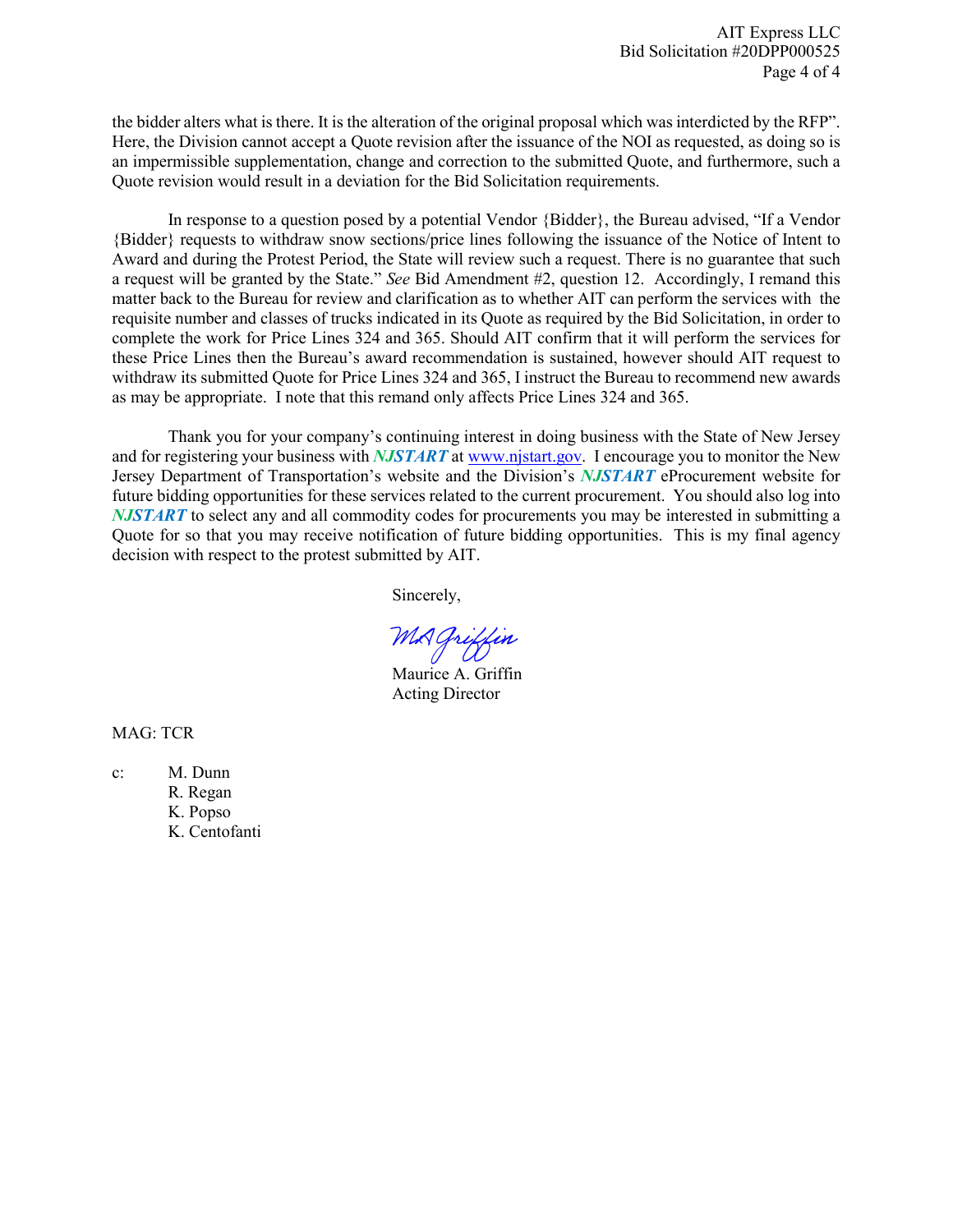the bidder alters what is there. It is the alteration of the original proposal which was interdicted by the RFP". Here, the Division cannot accept a Quote revision after the issuance of the NOI as requested, as doing so is an impermissible supplementation, change and correction to the submitted Quote, and furthermore, such a Quote revision would result in a deviation for the Bid Solicitation requirements.

In response to a question posed by a potential Vendor {Bidder}, the Bureau advised, "If a Vendor {Bidder} requests to withdraw snow sections/price lines following the issuance of the Notice of Intent to Award and during the Protest Period, the State will review such a request. There is no guarantee that such a request will be granted by the State." *See* Bid Amendment #2, question 12. Accordingly, I remand this matter back to the Bureau for review and clarification as to whether AIT can perform the services with the requisite number and classes of trucks indicated in its Quote as required by the Bid Solicitation, in order to complete the work for Price Lines 324 and 365. Should AIT confirm that it will perform the services for these Price Lines then the Bureau's award recommendation is sustained, however should AIT request to withdraw its submitted Quote for Price Lines 324 and 365, I instruct the Bureau to recommend new awards as may be appropriate. I note that this remand only affects Price Lines 324 and 365.

Thank you for your company's continuing interest in doing business with the State of New Jersey and for registering your business with ***NJSTART*** at www.njstart.gov. I encourage you to monitor the New Jersey Department of Transportation's website and the Division's ***NJSTART*** eProcurement website for future bidding opportunities for these services related to the current procurement. You should also log into ***NJSTART*** to select any and all commodity codes for procurements you may be interested in submitting a Quote for so that you may receive notification of future bidding opportunities. This is my final agency decision with respect to the protest submitted by AIT.

Sincerely,

MA Griffin

Maurice A. Griffin
Acting Director

MAG: TCR

c: M. Dunn
R. Regan
K. Popso
K. Centofanti